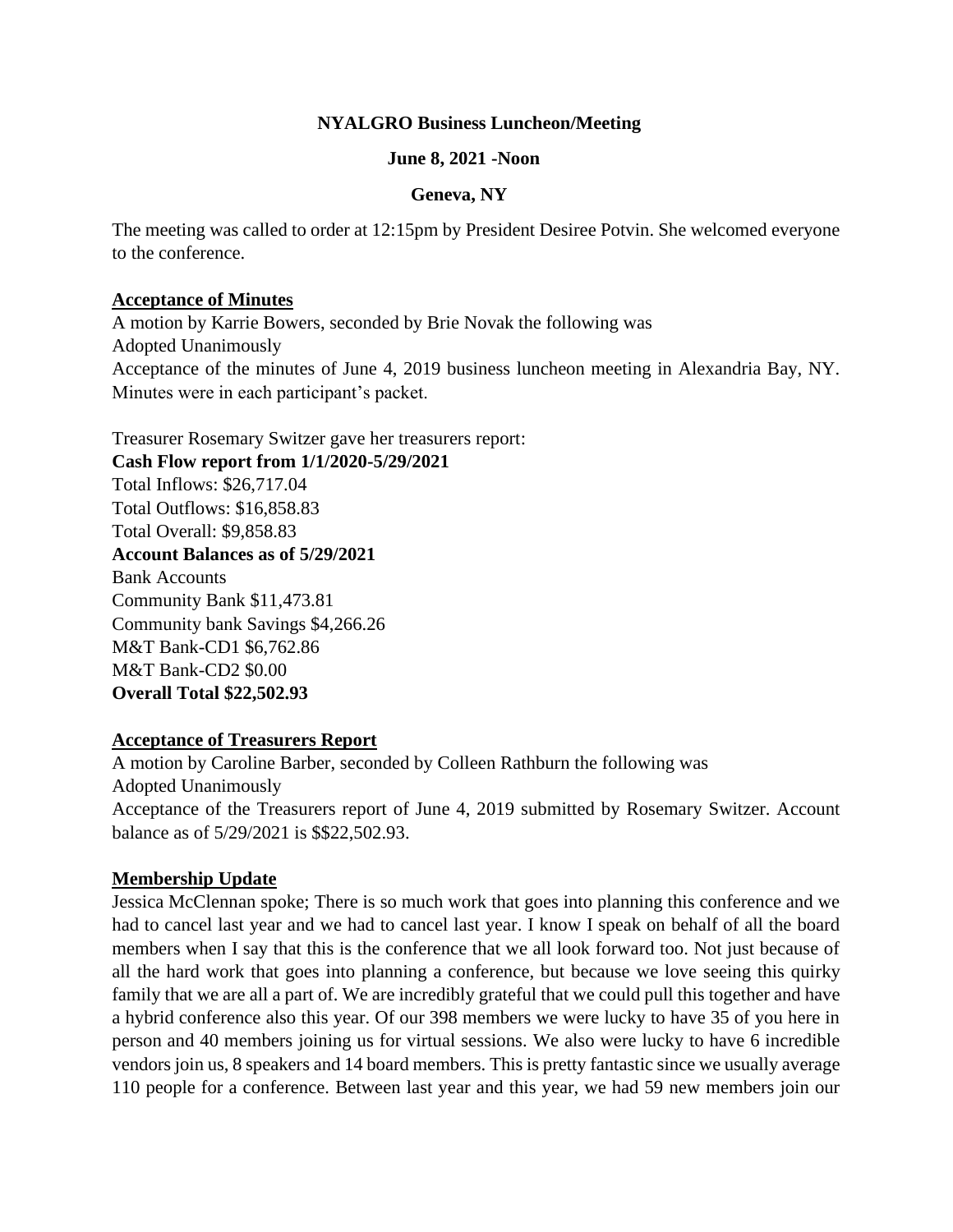**NYALGRO Business Luncheon/Meeting**

**June 8, 2021 -Noon**

**Geneva, NY**

The meeting was called to order at 12:15pm by President Desiree Potvin. She welcomed everyone to the conference.

**Acceptance of Minutes**

A motion by Karrie Bowers, seconded by Brie Novak the following was
Adopted Unanimously
Acceptance of the minutes of June 4, 2019 business luncheon meeting in Alexandria Bay, NY. Minutes were in each participant's packet.

Treasurer Rosemary Switzer gave her treasurers report:
**Cash Flow report from 1/1/2020-5/29/2021**
Total Inflows: $26,717.04
Total Outflows: $16,858.83
Total Overall: $9,858.83
**Account Balances as of 5/29/2021**
Bank Accounts
Community Bank $11,473.81
Community bank Savings $4,266.26
M&T Bank-CD1 $6,762.86
M&T Bank-CD2 $0.00
**Overall Total $22,502.93**

**Acceptance of Treasurers Report**

A motion by Caroline Barber, seconded by Colleen Rathburn the following was
Adopted Unanimously
Acceptance of the Treasurers report of June 4, 2019 submitted by Rosemary Switzer. Account balance as of 5/29/2021 is $$22,502.93.

**Membership Update**

Jessica McClennan spoke; There is so much work that goes into planning this conference and we had to cancel last year and we had to cancel last year. I know I speak on behalf of all the board members when I say that this is the conference that we all look forward too. Not just because of all the hard work that goes into planning a conference, but because we love seeing this quirky family that we are all a part of. We are incredibly grateful that we could pull this together and have a hybrid conference also this year. Of our 398 members we were lucky to have 35 of you here in person and 40 members joining us for virtual sessions. We also were lucky to have 6 incredible vendors join us, 8 speakers and 14 board members. This is pretty fantastic since we usually average 110 people for a conference. Between last year and this year, we had 59 new members join our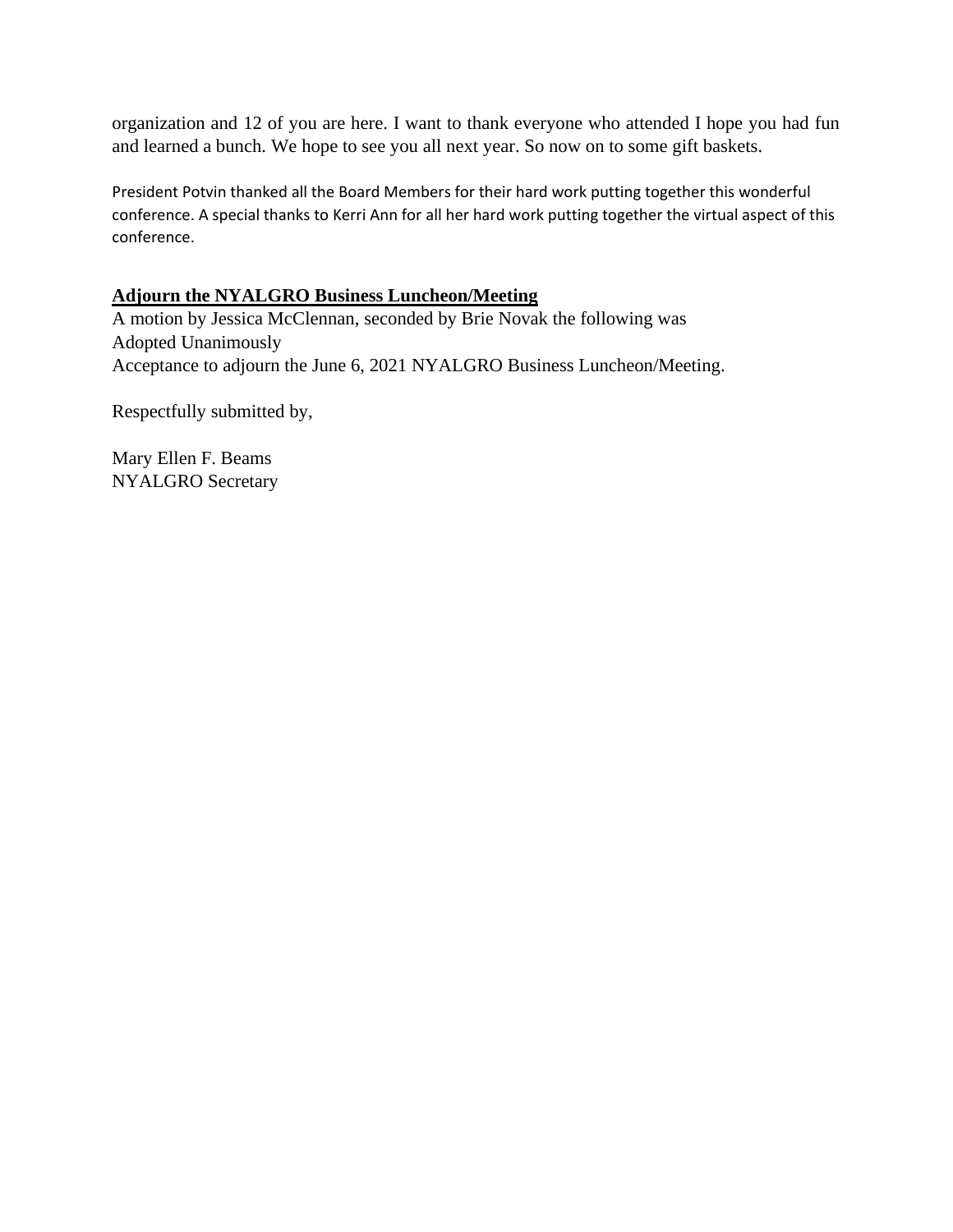organization and 12 of you are here. I want to thank everyone who attended I hope you had fun and learned a bunch. We hope to see you all next year. So now on to some gift baskets.

President Potvin thanked all the Board Members for their hard work putting together this wonderful conference. A special thanks to Kerri Ann for all her hard work putting together the virtual aspect of this conference.

**Adjourn the NYALGRO Business Luncheon/Meeting**

A motion by Jessica McClennan, seconded by Brie Novak the following was
Adopted Unanimously
Acceptance to adjourn the June 6, 2021 NYALGRO Business Luncheon/Meeting.

Respectfully submitted by,

Mary Ellen F. Beams
NYALGRO Secretary